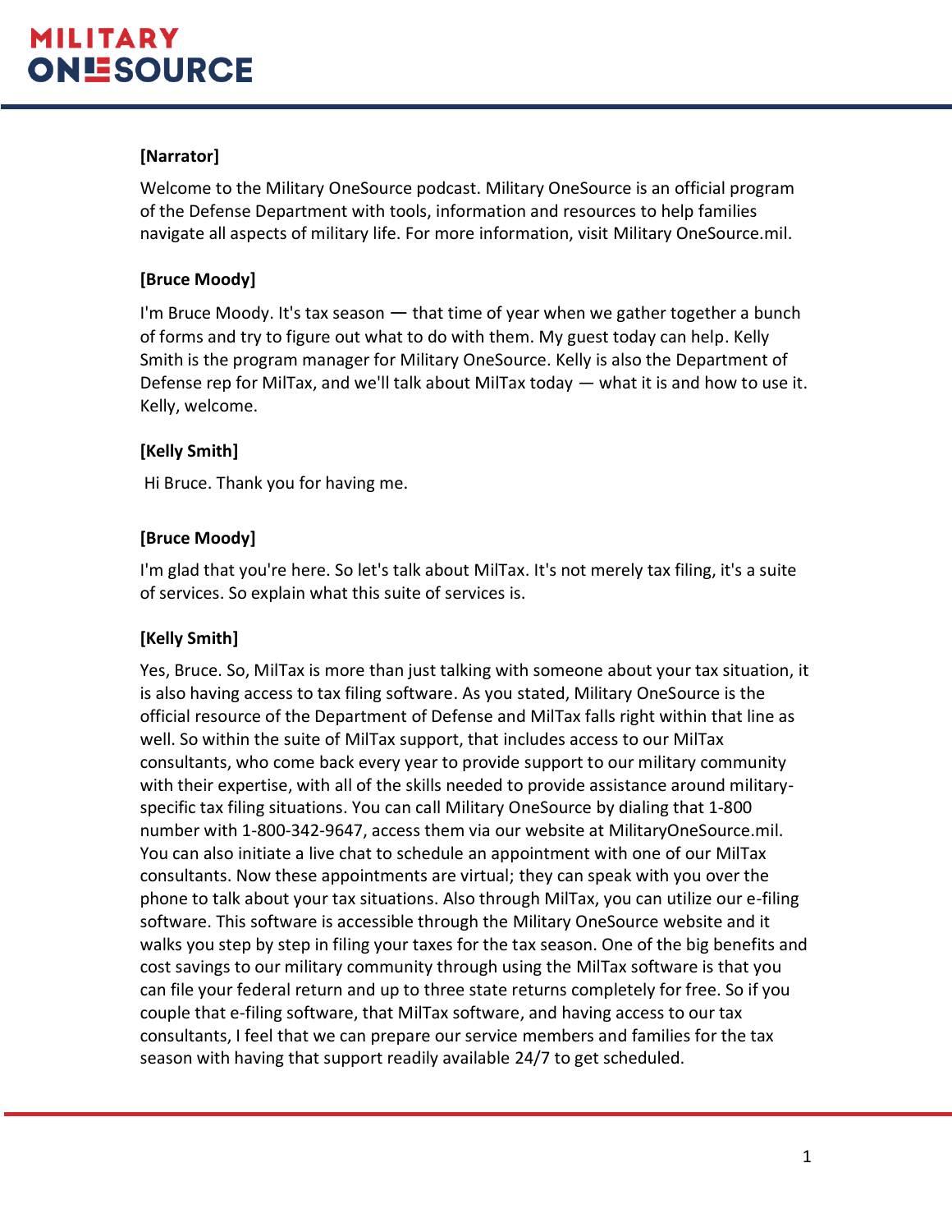**[Narrator]**

Welcome to the Military OneSource podcast. Military OneSource is an official program of the Defense Department with tools, information and resources to help families navigate all aspects of military life. For more information, visit Military OneSource.mil.

**[Bruce Moody]**

I'm Bruce Moody. It's tax season — that time of year when we gather together a bunch of forms and try to figure out what to do with them. My guest today can help. Kelly Smith is the program manager for Military OneSource. Kelly is also the Department of Defense rep for MilTax, and we'll talk about MilTax today — what it is and how to use it. Kelly, welcome.

**[Kelly Smith]**

Hi Bruce. Thank you for having me.

**[Bruce Moody]**

I'm glad that you're here. So let's talk about MilTax. It's not merely tax filing, it's a suite of services. So explain what this suite of services is.

**[Kelly Smith]**

Yes, Bruce. So, MilTax is more than just talking with someone about your tax situation, it is also having access to tax filing software. As you stated, Military OneSource is the official resource of the Department of Defense and MilTax falls right within that line as well. So within the suite of MilTax support, that includes access to our MilTax consultants, who come back every year to provide support to our military community with their expertise, with all of the skills needed to provide assistance around military-specific tax filing situations. You can call Military OneSource by dialing that 1-800 number with 1-800-342-9647, access them via our website at MilitaryOneSource.mil. You can also initiate a live chat to schedule an appointment with one of our MilTax consultants. Now these appointments are virtual; they can speak with you over the phone to talk about your tax situations. Also through MilTax, you can utilize our e-filing software. This software is accessible through the Military OneSource website and it walks you step by step in filing your taxes for the tax season. One of the big benefits and cost savings to our military community through using the MilTax software is that you can file your federal return and up to three state returns completely for free. So if you couple that e-filing software, that MilTax software, and having access to our tax consultants, I feel that we can prepare our service members and families for the tax season with having that support readily available 24/7 to get scheduled.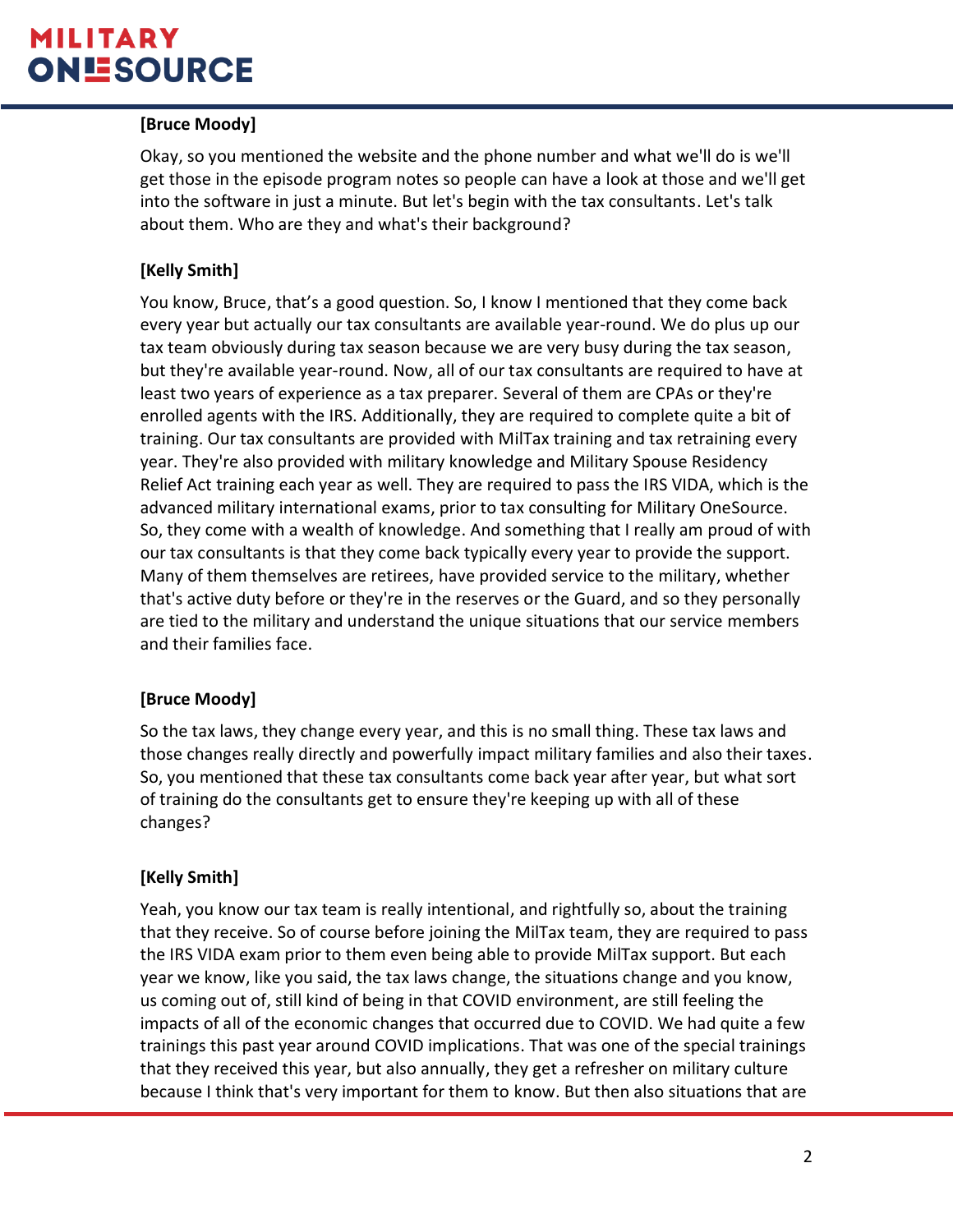**[Bruce Moody]**

Okay, so you mentioned the website and the phone number and what we'll do is we'll get those in the episode program notes so people can have a look at those and we'll get into the software in just a minute. But let's begin with the tax consultants. Let's talk about them. Who are they and what's their background?

**[Kelly Smith]**

You know, Bruce, that's a good question. So, I know I mentioned that they come back every year but actually our tax consultants are available year-round. We do plus up our tax team obviously during tax season because we are very busy during the tax season, but they're available year-round. Now, all of our tax consultants are required to have at least two years of experience as a tax preparer. Several of them are CPAs or they're enrolled agents with the IRS. Additionally, they are required to complete quite a bit of training. Our tax consultants are provided with MilTax training and tax retraining every year. They're also provided with military knowledge and Military Spouse Residency Relief Act training each year as well. They are required to pass the IRS VIDA, which is the advanced military international exams, prior to tax consulting for Military OneSource. So, they come with a wealth of knowledge. And something that I really am proud of with our tax consultants is that they come back typically every year to provide the support. Many of them themselves are retirees, have provided service to the military, whether that's active duty before or they're in the reserves or the Guard, and so they personally are tied to the military and understand the unique situations that our service members and their families face.

**[Bruce Moody]**

So the tax laws, they change every year, and this is no small thing. These tax laws and those changes really directly and powerfully impact military families and also their taxes. So, you mentioned that these tax consultants come back year after year, but what sort of training do the consultants get to ensure they're keeping up with all of these changes?

**[Kelly Smith]**

Yeah, you know our tax team is really intentional, and rightfully so, about the training that they receive. So of course before joining the MilTax team, they are required to pass the IRS VIDA exam prior to them even being able to provide MilTax support. But each year we know, like you said, the tax laws change, the situations change and you know, us coming out of, still kind of being in that COVID environment, are still feeling the impacts of all of the economic changes that occurred due to COVID. We had quite a few trainings this past year around COVID implications. That was one of the special trainings that they received this year, but also annually, they get a refresher on military culture because I think that's very important for them to know. But then also situations that are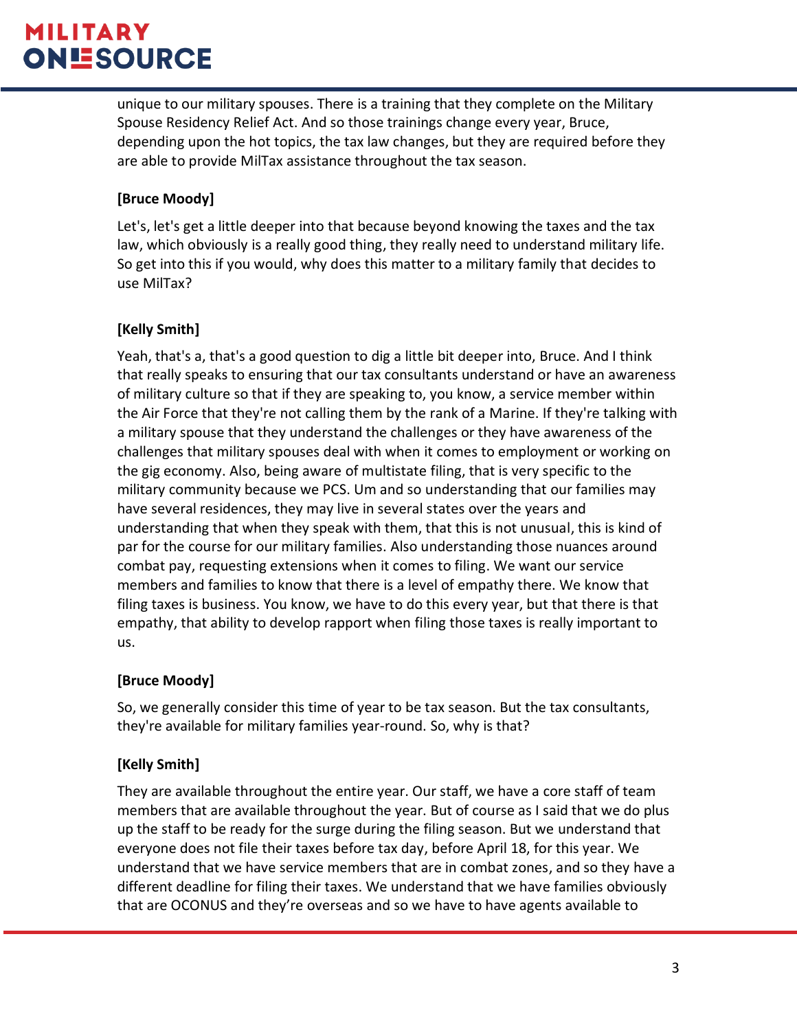unique to our military spouses. There is a training that they complete on the Military Spouse Residency Relief Act. And so those trainings change every year, Bruce, depending upon the hot topics, the tax law changes, but they are required before they are able to provide MilTax assistance throughout the tax season.

**[Bruce Moody]**

Let's, let's get a little deeper into that because beyond knowing the taxes and the tax law, which obviously is a really good thing, they really need to understand military life. So get into this if you would, why does this matter to a military family that decides to use MilTax?

**[Kelly Smith]**

Yeah, that's a, that's a good question to dig a little bit deeper into, Bruce. And I think that really speaks to ensuring that our tax consultants understand or have an awareness of military culture so that if they are speaking to, you know, a service member within the Air Force that they're not calling them by the rank of a Marine. If they're talking with a military spouse that they understand the challenges or they have awareness of the challenges that military spouses deal with when it comes to employment or working on the gig economy. Also, being aware of multistate filing, that is very specific to the military community because we PCS. Um and so understanding that our families may have several residences, they may live in several states over the years and understanding that when they speak with them, that this is not unusual, this is kind of par for the course for our military families. Also understanding those nuances around combat pay, requesting extensions when it comes to filing. We want our service members and families to know that there is a level of empathy there. We know that filing taxes is business. You know, we have to do this every year, but that there is that empathy, that ability to develop rapport when filing those taxes is really important to us.

**[Bruce Moody]**

So, we generally consider this time of year to be tax season. But the tax consultants, they're available for military families year-round. So, why is that?

**[Kelly Smith]**

They are available throughout the entire year. Our staff, we have a core staff of team members that are available throughout the year. But of course as I said that we do plus up the staff to be ready for the surge during the filing season. But we understand that everyone does not file their taxes before tax day, before April 18, for this year. We understand that we have service members that are in combat zones, and so they have a different deadline for filing their taxes. We understand that we have families obviously that are OCONUS and they're overseas and so we have to have agents available to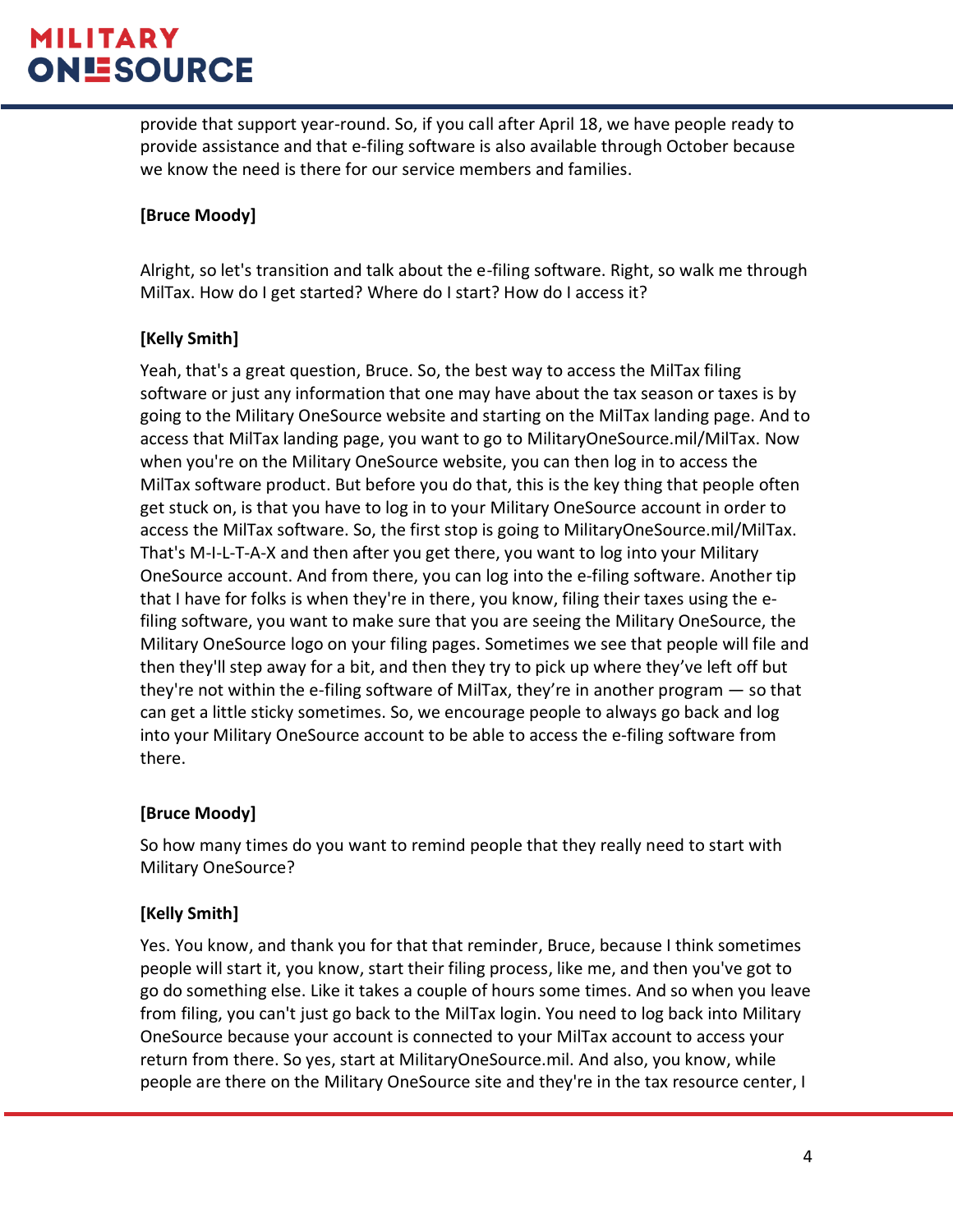provide that support year-round. So, if you call after April 18, we have people ready to provide assistance and that e-filing software is also available through October because we know the need is there for our service members and families.

**[Bruce Moody]**

Alright, so let's transition and talk about the e-filing software. Right, so walk me through MilTax. How do I get started? Where do I start? How do I access it?

**[Kelly Smith]**

Yeah, that's a great question, Bruce. So, the best way to access the MilTax filing software or just any information that one may have about the tax season or taxes is by going to the Military OneSource website and starting on the MilTax landing page. And to access that MilTax landing page, you want to go to MilitaryOneSource.mil/MilTax. Now when you're on the Military OneSource website, you can then log in to access the MilTax software product. But before you do that, this is the key thing that people often get stuck on, is that you have to log in to your Military OneSource account in order to access the MilTax software. So, the first stop is going to MilitaryOneSource.mil/MilTax. That's M-I-L-T-A-X and then after you get there, you want to log into your Military OneSource account. And from there, you can log into the e-filing software. Another tip that I have for folks is when they're in there, you know, filing their taxes using the e-filing software, you want to make sure that you are seeing the Military OneSource, the Military OneSource logo on your filing pages. Sometimes we see that people will file and then they'll step away for a bit, and then they try to pick up where they've left off but they're not within the e-filing software of MilTax, they're in another program — so that can get a little sticky sometimes. So, we encourage people to always go back and log into your Military OneSource account to be able to access the e-filing software from there.

**[Bruce Moody]**

So how many times do you want to remind people that they really need to start with Military OneSource?

**[Kelly Smith]**

Yes. You know, and thank you for that that reminder, Bruce, because I think sometimes people will start it, you know, start their filing process, like me, and then you've got to go do something else. Like it takes a couple of hours some times. And so when you leave from filing, you can't just go back to the MilTax login. You need to log back into Military OneSource because your account is connected to your MilTax account to access your return from there. So yes, start at MilitaryOneSource.mil. And also, you know, while people are there on the Military OneSource site and they're in the tax resource center, I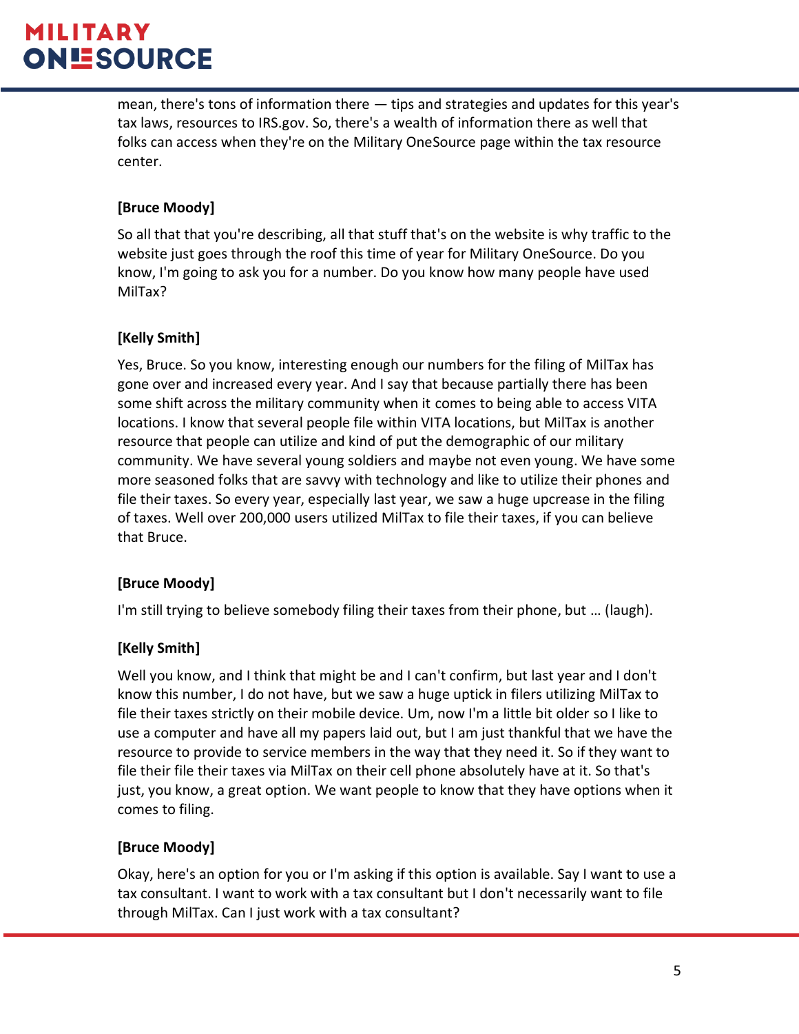mean, there's tons of information there — tips and strategies and updates for this year's tax laws, resources to IRS.gov. So, there's a wealth of information there as well that folks can access when they're on the Military OneSource page within the tax resource center.

**[Bruce Moody]**

So all that that you're describing, all that stuff that's on the website is why traffic to the website just goes through the roof this time of year for Military OneSource. Do you know, I'm going to ask you for a number. Do you know how many people have used MilTax?

**[Kelly Smith]**

Yes, Bruce. So you know, interesting enough our numbers for the filing of MilTax has gone over and increased every year. And I say that because partially there has been some shift across the military community when it comes to being able to access VITA locations. I know that several people file within VITA locations, but MilTax is another resource that people can utilize and kind of put the demographic of our military community. We have several young soldiers and maybe not even young. We have some more seasoned folks that are savvy with technology and like to utilize their phones and file their taxes. So every year, especially last year, we saw a huge upcrease in the filing of taxes. Well over 200,000 users utilized MilTax to file their taxes, if you can believe that Bruce.

**[Bruce Moody]**

I'm still trying to believe somebody filing their taxes from their phone, but … (laugh).

**[Kelly Smith]**

Well you know, and I think that might be and I can't confirm, but last year and I don't know this number, I do not have, but we saw a huge uptick in filers utilizing MilTax to file their taxes strictly on their mobile device. Um, now I'm a little bit older so I like to use a computer and have all my papers laid out, but I am just thankful that we have the resource to provide to service members in the way that they need it. So if they want to file their file their taxes via MilTax on their cell phone absolutely have at it. So that's just, you know, a great option. We want people to know that they have options when it comes to filing.

**[Bruce Moody]**

Okay, here's an option for you or I'm asking if this option is available. Say I want to use a tax consultant. I want to work with a tax consultant but I don't necessarily want to file through MilTax. Can I just work with a tax consultant?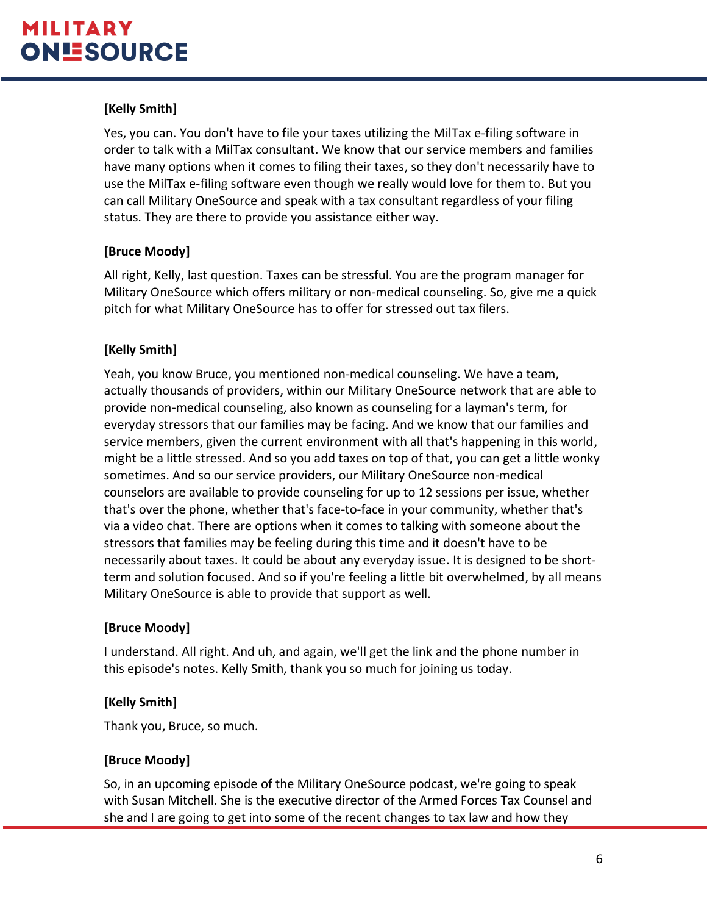**[Kelly Smith]**

Yes, you can. You don't have to file your taxes utilizing the MilTax e-filing software in order to talk with a MilTax consultant. We know that our service members and families have many options when it comes to filing their taxes, so they don't necessarily have to use the MilTax e-filing software even though we really would love for them to. But you can call Military OneSource and speak with a tax consultant regardless of your filing status. They are there to provide you assistance either way.

**[Bruce Moody]**

All right, Kelly, last question. Taxes can be stressful. You are the program manager for Military OneSource which offers military or non-medical counseling. So, give me a quick pitch for what Military OneSource has to offer for stressed out tax filers.

**[Kelly Smith]**

Yeah, you know Bruce, you mentioned non-medical counseling. We have a team, actually thousands of providers, within our Military OneSource network that are able to provide non-medical counseling, also known as counseling for a layman's term, for everyday stressors that our families may be facing. And we know that our families and service members, given the current environment with all that's happening in this world, might be a little stressed. And so you add taxes on top of that, you can get a little wonky sometimes. And so our service providers, our Military OneSource non-medical counselors are available to provide counseling for up to 12 sessions per issue, whether that's over the phone, whether that's face-to-face in your community, whether that's via a video chat. There are options when it comes to talking with someone about the stressors that families may be feeling during this time and it doesn't have to be necessarily about taxes. It could be about any everyday issue. It is designed to be short-term and solution focused. And so if you're feeling a little bit overwhelmed, by all means Military OneSource is able to provide that support as well.

**[Bruce Moody]**

I understand. All right. And uh, and again, we'll get the link and the phone number in this episode's notes. Kelly Smith, thank you so much for joining us today.

**[Kelly Smith]**

Thank you, Bruce, so much.

**[Bruce Moody]**

So, in an upcoming episode of the Military OneSource podcast, we're going to speak with Susan Mitchell. She is the executive director of the Armed Forces Tax Counsel and she and I are going to get into some of the recent changes to tax law and how they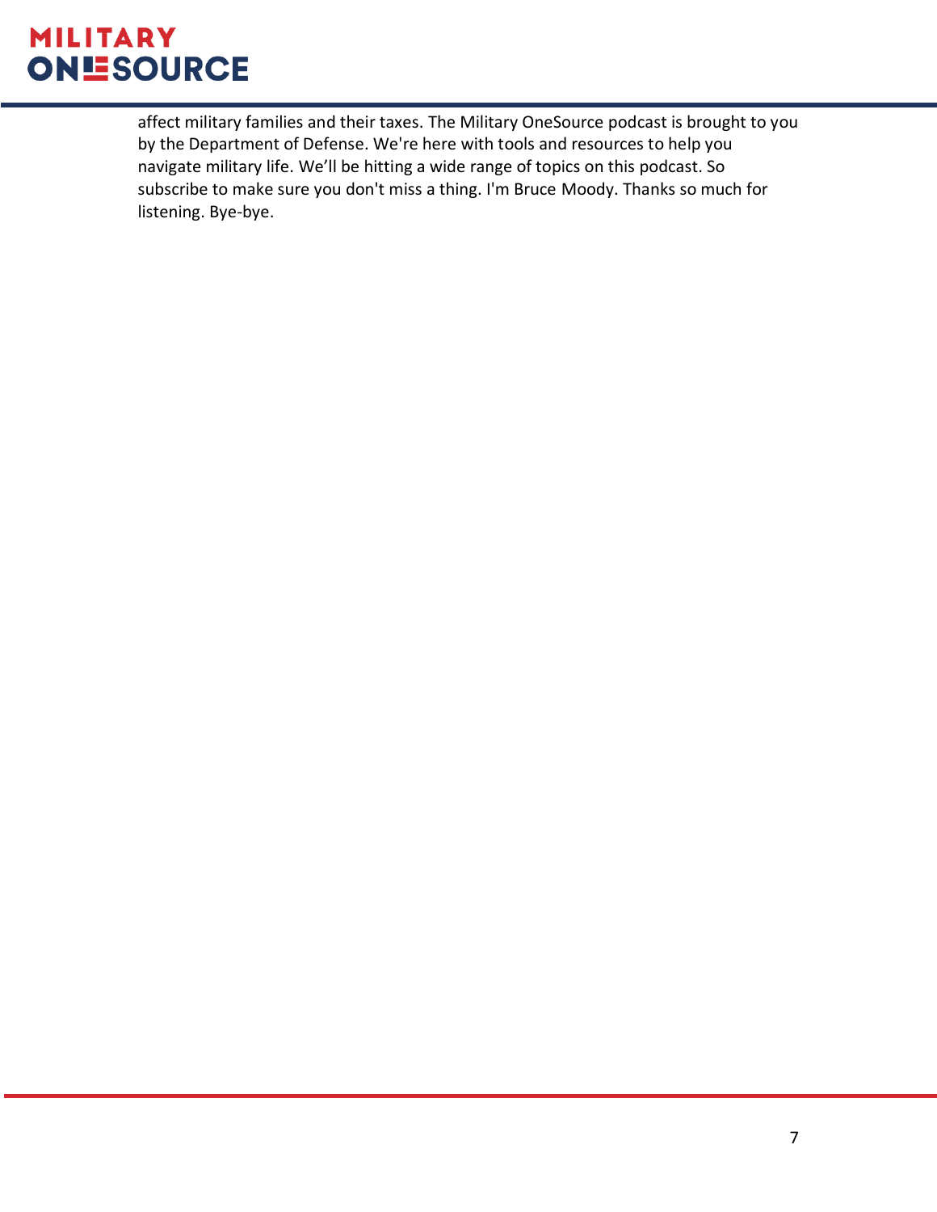affect military families and their taxes. The Military OneSource podcast is brought to you by the Department of Defense. We're here with tools and resources to help you navigate military life. We'll be hitting a wide range of topics on this podcast. So subscribe to make sure you don't miss a thing. I'm Bruce Moody. Thanks so much for listening. Bye-bye.